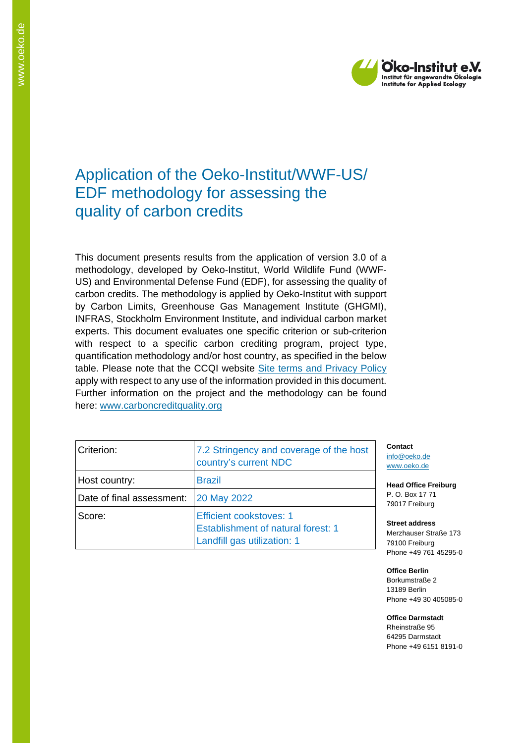# Application of the Oeko-Institut/WWF-US/ EDF methodology for assessing the quality of carbon credits

This document presents results from the application of version 3.0 of a methodology, developed by Oeko-Institut, World Wildlife Fund (WWF-US) and Environmental Defense Fund (EDF), for assessing the quality of carbon credits. The methodology is applied by Oeko-Institut with support by Carbon Limits, Greenhouse Gas Management Institute (GHGMI), INFRAS, Stockholm Environment Institute, and individual carbon market experts. This document evaluates one specific criterion or sub-criterion with respect to a specific carbon crediting program, project type, quantification methodology and/or host country, as specified in the below table. Please note that the CCQI website Site terms and Privacy Policy apply with respect to any use of the information provided in this document. Further information on the project and the methodology can be found here: www.carboncreditquality.org

| Criterion: | 7.2 Stringency and coverage of the host country's current NDC |
|---|---|
| Host country: | Brazil |
| Date of final assessment: | 20 May 2022 |
| Score: | Efficient cookstoves: 1<br>Establishment of natural forest: 1<br>Landfill gas utilization: 1 |

**Contact**
info@oeko.de
www.oeko.de

**Head Office Freiburg**
P. O. Box 17 71
79017 Freiburg

**Street address**
Merzhauser Straße 173
79100 Freiburg
Phone +49 761 45295-0

**Office Berlin**
Borkumstraße 2
13189 Berlin
Phone +49 30 405085-0

**Office Darmstadt**
Rheinstraße 95
64295 Darmstadt
Phone +49 6151 8191-0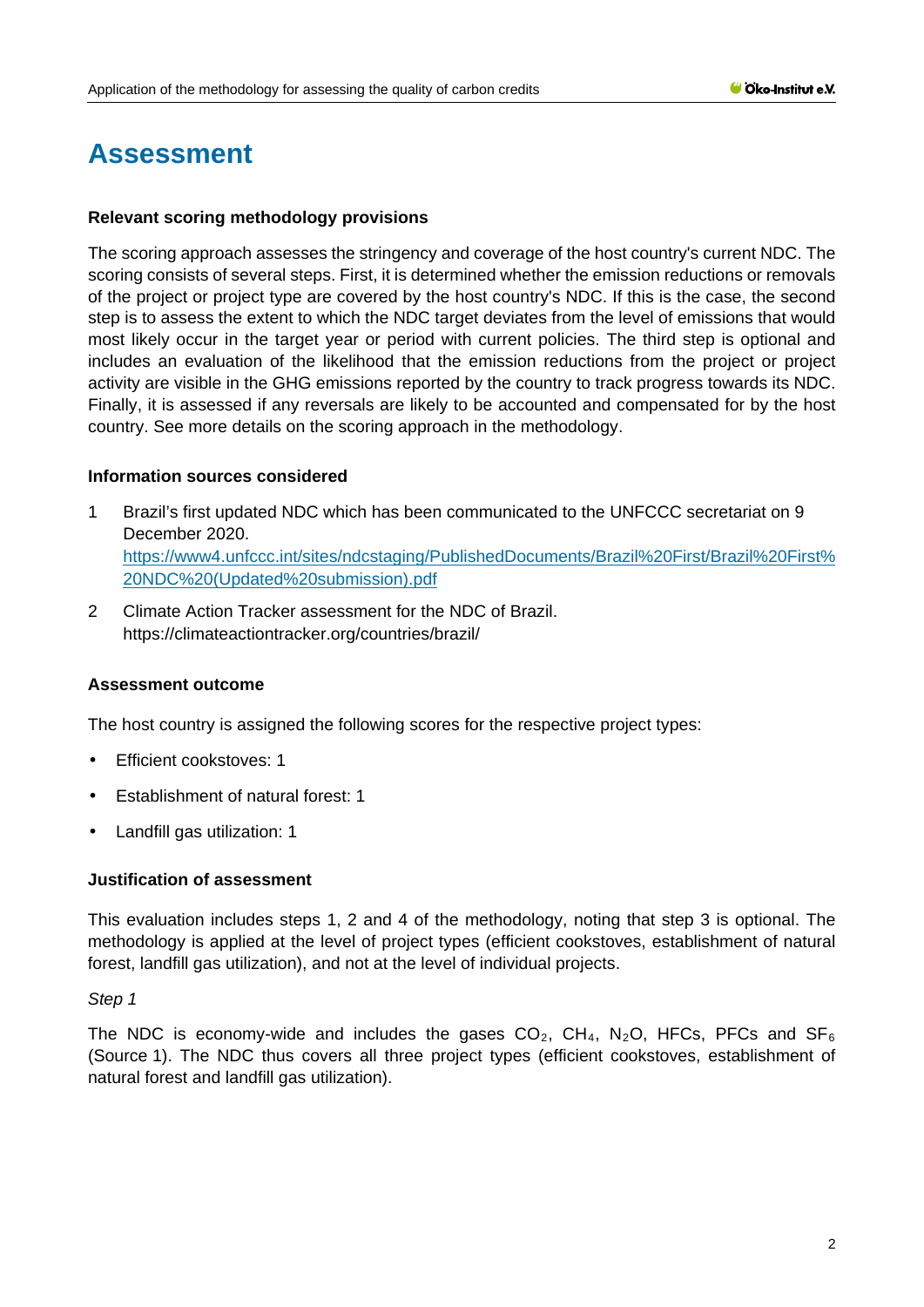# Assessment

**Relevant scoring methodology provisions**

The scoring approach assesses the stringency and coverage of the host country's current NDC. The scoring consists of several steps. First, it is determined whether the emission reductions or removals of the project or project type are covered by the host country's NDC. If this is the case, the second step is to assess the extent to which the NDC target deviates from the level of emissions that would most likely occur in the target year or period with current policies. The third step is optional and includes an evaluation of the likelihood that the emission reductions from the project or project activity are visible in the GHG emissions reported by the country to track progress towards its NDC. Finally, it is assessed if any reversals are likely to be accounted and compensated for by the host country. See more details on the scoring approach in the methodology.

**Information sources considered**

1. Brazil's first updated NDC which has been communicated to the UNFCCC secretariat on 9 December 2020. https://www4.unfccc.int/sites/ndcstaging/PublishedDocuments/Brazil%20First/Brazil%20First%20NDC%20(Updated%20submission).pdf
2. Climate Action Tracker assessment for the NDC of Brazil. https://climateactiontracker.org/countries/brazil/

**Assessment outcome**

The host country is assigned the following scores for the respective project types:

- Efficient cookstoves: 1
- Establishment of natural forest: 1
- Landfill gas utilization: 1

**Justification of assessment**

This evaluation includes steps 1, 2 and 4 of the methodology, noting that step 3 is optional. The methodology is applied at the level of project types (efficient cookstoves, establishment of natural forest, landfill gas utilization), and not at the level of individual projects.

*Step 1*

The NDC is economy-wide and includes the gases $CO_2$, $CH_4$, $N_2O$, HFCs, PFCs and $SF_6$ (Source 1). The NDC thus covers all three project types (efficient cookstoves, establishment of natural forest and landfill gas utilization).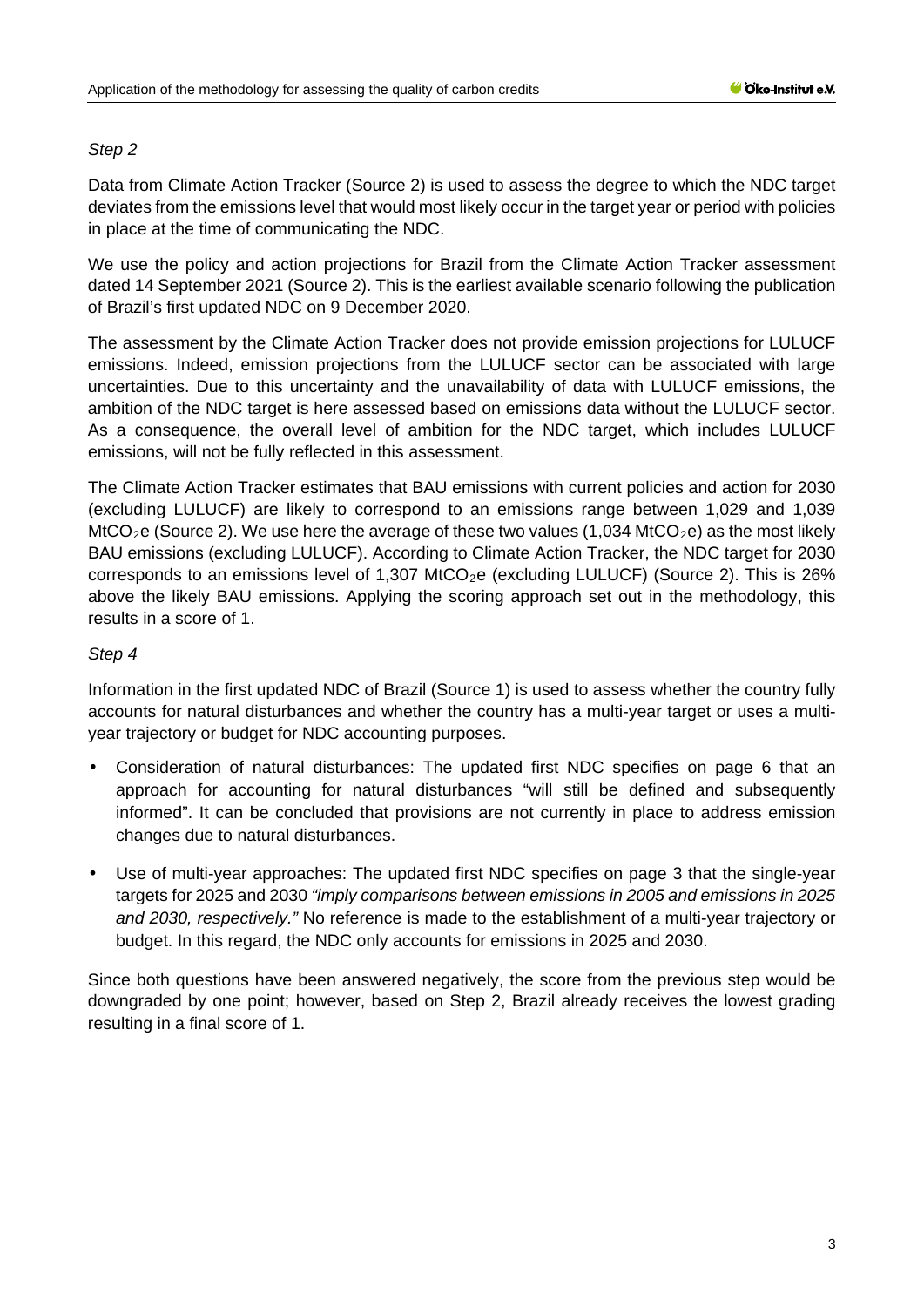*Step 2*

Data from Climate Action Tracker (Source 2) is used to assess the degree to which the NDC target deviates from the emissions level that would most likely occur in the target year or period with policies in place at the time of communicating the NDC.

We use the policy and action projections for Brazil from the Climate Action Tracker assessment dated 14 September 2021 (Source 2). This is the earliest available scenario following the publication of Brazil's first updated NDC on 9 December 2020.

The assessment by the Climate Action Tracker does not provide emission projections for LULUCF emissions. Indeed, emission projections from the LULUCF sector can be associated with large uncertainties. Due to this uncertainty and the unavailability of data with LULUCF emissions, the ambition of the NDC target is here assessed based on emissions data without the LULUCF sector. As a consequence, the overall level of ambition for the NDC target, which includes LULUCF emissions, will not be fully reflected in this assessment.

The Climate Action Tracker estimates that BAU emissions with current policies and action for 2030 (excluding LULUCF) are likely to correspond to an emissions range between 1,029 and 1,039 $MtCO_2e$ (Source 2). We use here the average of these two values (1,034 $MtCO_2e$) as the most likely BAU emissions (excluding LULUCF). According to Climate Action Tracker, the NDC target for 2030 corresponds to an emissions level of 1,307 $MtCO_2e$ (excluding LULUCF) (Source 2). This is 26% above the likely BAU emissions. Applying the scoring approach set out in the methodology, this results in a score of 1.

*Step 4*

Information in the first updated NDC of Brazil (Source 1) is used to assess whether the country fully accounts for natural disturbances and whether the country has a multi-year target or uses a multi-year trajectory or budget for NDC accounting purposes.

- Consideration of natural disturbances: The updated first NDC specifies on page 6 that an approach for accounting for natural disturbances "will still be defined and subsequently informed". It can be concluded that provisions are not currently in place to address emission changes due to natural disturbances.
- Use of multi-year approaches: The updated first NDC specifies on page 3 that the single-year targets for 2025 and 2030 *"imply comparisons between emissions in 2005 and emissions in 2025 and 2030, respectively."* No reference is made to the establishment of a multi-year trajectory or budget. In this regard, the NDC only accounts for emissions in 2025 and 2030.

Since both questions have been answered negatively, the score from the previous step would be downgraded by one point; however, based on Step 2, Brazil already receives the lowest grading resulting in a final score of 1.